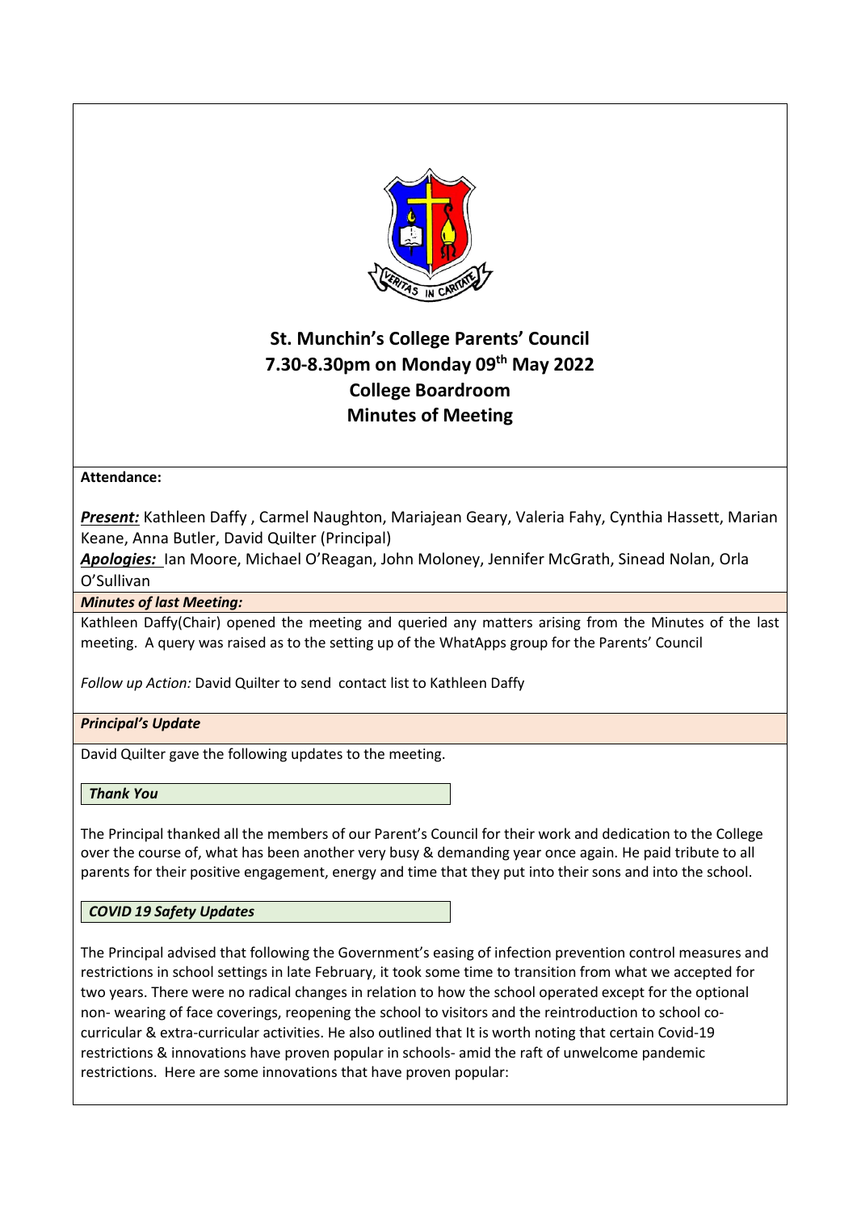# St. Munchin's College Parents' Council

## 7.30-8.30pm on Monday 09th May 2022

## College Boardroom

## Minutes of Meeting

**Attendance:**

***Present:*** Kathleen Daffy , Carmel Naughton, Mariajean Geary, Valeria Fahy, Cynthia Hassett, Marian Keane, Anna Butler, David Quilter (Principal)

***Apologies:*** Ian Moore, Michael O'Reagan, John Moloney, Jennifer McGrath, Sinead Nolan, Orla O'Sullivan

***Minutes of last Meeting:***

Kathleen Daffy(Chair) opened the meeting and queried any matters arising from the Minutes of the last meeting. A query was raised as to the setting up of the WhatApps group for the Parents' Council

*Follow up Action:* David Quilter to send contact list to Kathleen Daffy

***Principal's Update***

David Quilter gave the following updates to the meeting.

***Thank You***

The Principal thanked all the members of our Parent's Council for their work and dedication to the College over the course of, what has been another very busy & demanding year once again. He paid tribute to all parents for their positive engagement, energy and time that they put into their sons and into the school.

***COVID 19 Safety Updates***

The Principal advised that following the Government's easing of infection prevention control measures and restrictions in school settings in late February, it took some time to transition from what we accepted for two years. There were no radical changes in relation to how the school operated except for the optional non- wearing of face coverings, reopening the school to visitors and the reintroduction to school co-curricular & extra-curricular activities. He also outlined that It is worth noting that certain Covid-19 restrictions & innovations have proven popular in schools- amid the raft of unwelcome pandemic restrictions. Here are some innovations that have proven popular: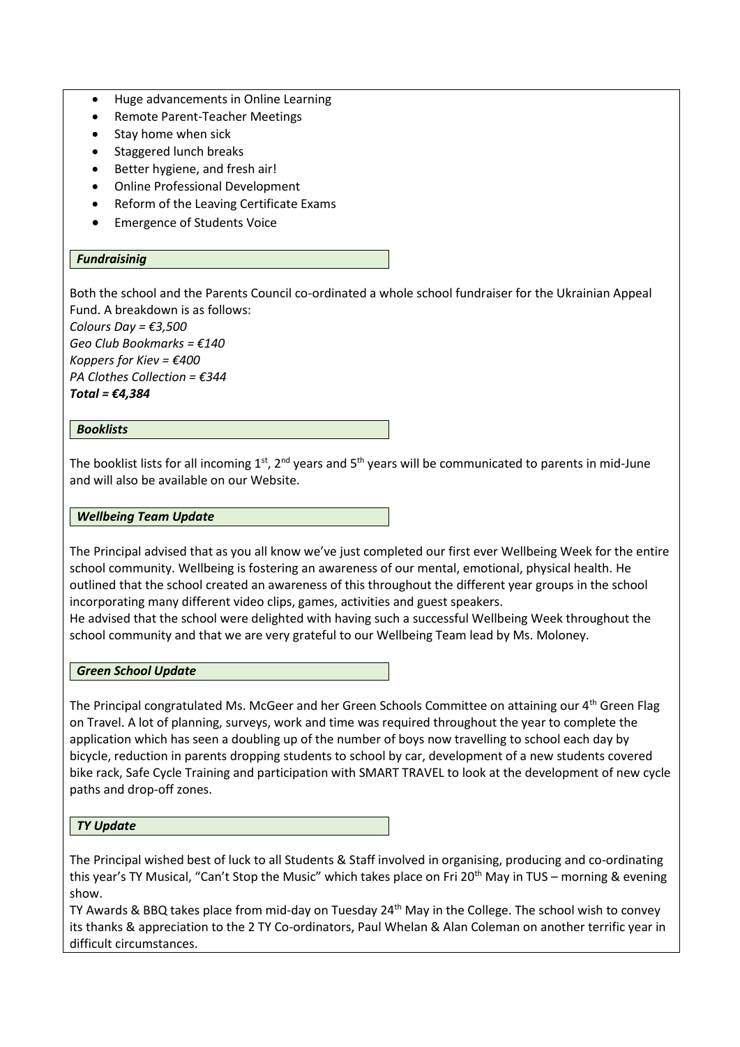- Huge advancements in Online Learning
- Remote Parent-Teacher Meetings
- Stay home when sick
- Staggered lunch breaks
- Better hygiene, and fresh air!
- Online Professional Development
- Reform of the Leaving Certificate Exams
- Emergence of Students Voice

### *Fundraisinig*

Both the school and the Parents Council co-ordinated a whole school fundraiser for the Ukrainian Appeal Fund. A breakdown is as follows:
*Colours Day = €3,500*
*Geo Club Bookmarks = €140*
*Koppers for Kiev = €400*
*PA Clothes Collection = €344*
***Total = €4,384***

### *Booklists*

The booklist lists for all incoming 1st, 2nd years and 5th years will be communicated to parents in mid-June and will also be available on our Website.

### *Wellbeing Team Update*

The Principal advised that as you all know we've just completed our first ever Wellbeing Week for the entire school community. Wellbeing is fostering an awareness of our mental, emotional, physical health. He outlined that the school created an awareness of this throughout the different year groups in the school incorporating many different video clips, games, activities and guest speakers.
He advised that the school were delighted with having such a successful Wellbeing Week throughout the school community and that we are very grateful to our Wellbeing Team lead by Ms. Moloney.

### *Green School Update*

The Principal congratulated Ms. McGeer and her Green Schools Committee on attaining our 4th Green Flag on Travel. A lot of planning, surveys, work and time was required throughout the year to complete the application which has seen a doubling up of the number of boys now travelling to school each day by bicycle, reduction in parents dropping students to school by car, development of a new students covered bike rack, Safe Cycle Training and participation with SMART TRAVEL to look at the development of new cycle paths and drop-off zones.

### *TY Update*

The Principal wished best of luck to all Students & Staff involved in organising, producing and co-ordinating this year's TY Musical, "Can't Stop the Music" which takes place on Fri 20th May in TUS – morning & evening show.
TY Awards & BBQ takes place from mid-day on Tuesday 24th May in the College. The school wish to convey its thanks & appreciation to the 2 TY Co-ordinators, Paul Whelan & Alan Coleman on another terrific year in difficult circumstances.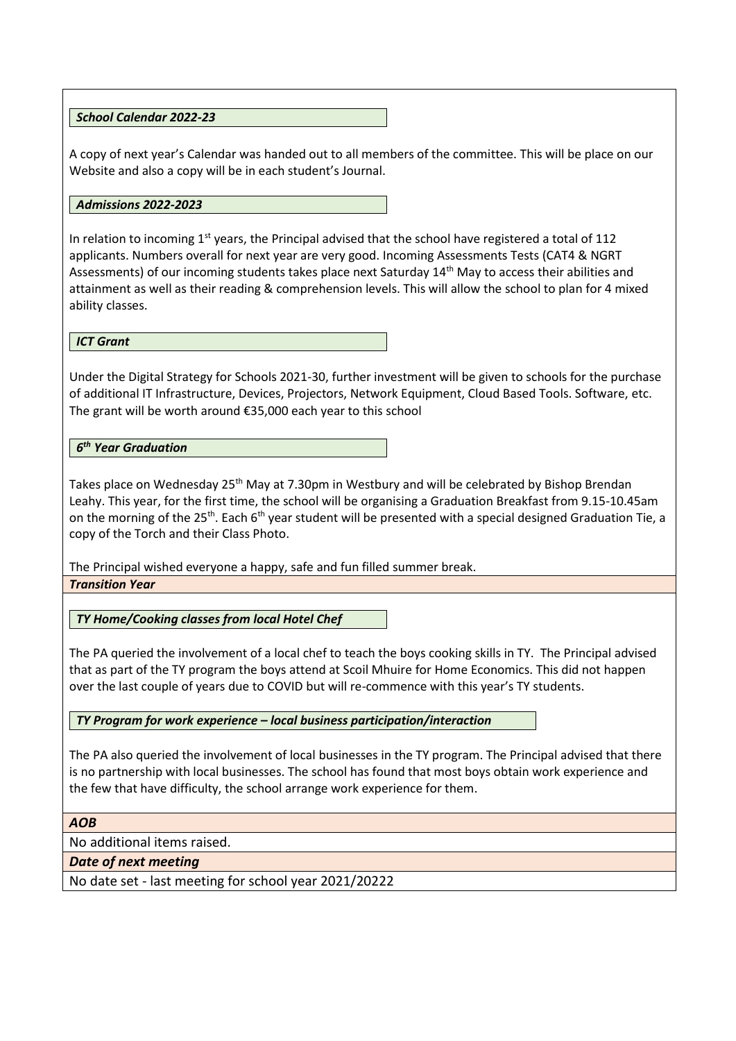### *School Calendar 2022-23*

A copy of next year's Calendar was handed out to all members of the committee. This will be place on our Website and also a copy will be in each student's Journal.

### *Admissions 2022-2023*

In relation to incoming 1st years, the Principal advised that the school have registered a total of 112 applicants. Numbers overall for next year are very good. Incoming Assessments Tests (CAT4 & NGRT Assessments) of our incoming students takes place next Saturday 14th May to access their abilities and attainment as well as their reading & comprehension levels. This will allow the school to plan for 4 mixed ability classes.

### *ICT Grant*

Under the Digital Strategy for Schools 2021-30, further investment will be given to schools for the purchase of additional IT Infrastructure, Devices, Projectors, Network Equipment, Cloud Based Tools. Software, etc. The grant will be worth around €35,000 each year to this school

### *6th Year Graduation*

Takes place on Wednesday 25th May at 7.30pm in Westbury and will be celebrated by Bishop Brendan Leahy. This year, for the first time, the school will be organising a Graduation Breakfast from 9.15-10.45am on the morning of the 25th. Each 6th year student will be presented with a special designed Graduation Tie, a copy of the Torch and their Class Photo.

The Principal wished everyone a happy, safe and fun filled summer break.

## *Transition Year*

### *TY Home/Cooking classes from local Hotel Chef*

The PA queried the involvement of a local chef to teach the boys cooking skills in TY. The Principal advised that as part of the TY program the boys attend at Scoil Mhuire for Home Economics. This did not happen over the last couple of years due to COVID but will re-commence with this year's TY students.

### *TY Program for work experience – local business participation/interaction*

The PA also queried the involvement of local businesses in the TY program. The Principal advised that there is no partnership with local businesses. The school has found that most boys obtain work experience and the few that have difficulty, the school arrange work experience for them.

## *AOB*

No additional items raised.

## *Date of next meeting*

No date set - last meeting for school year 2021/20222